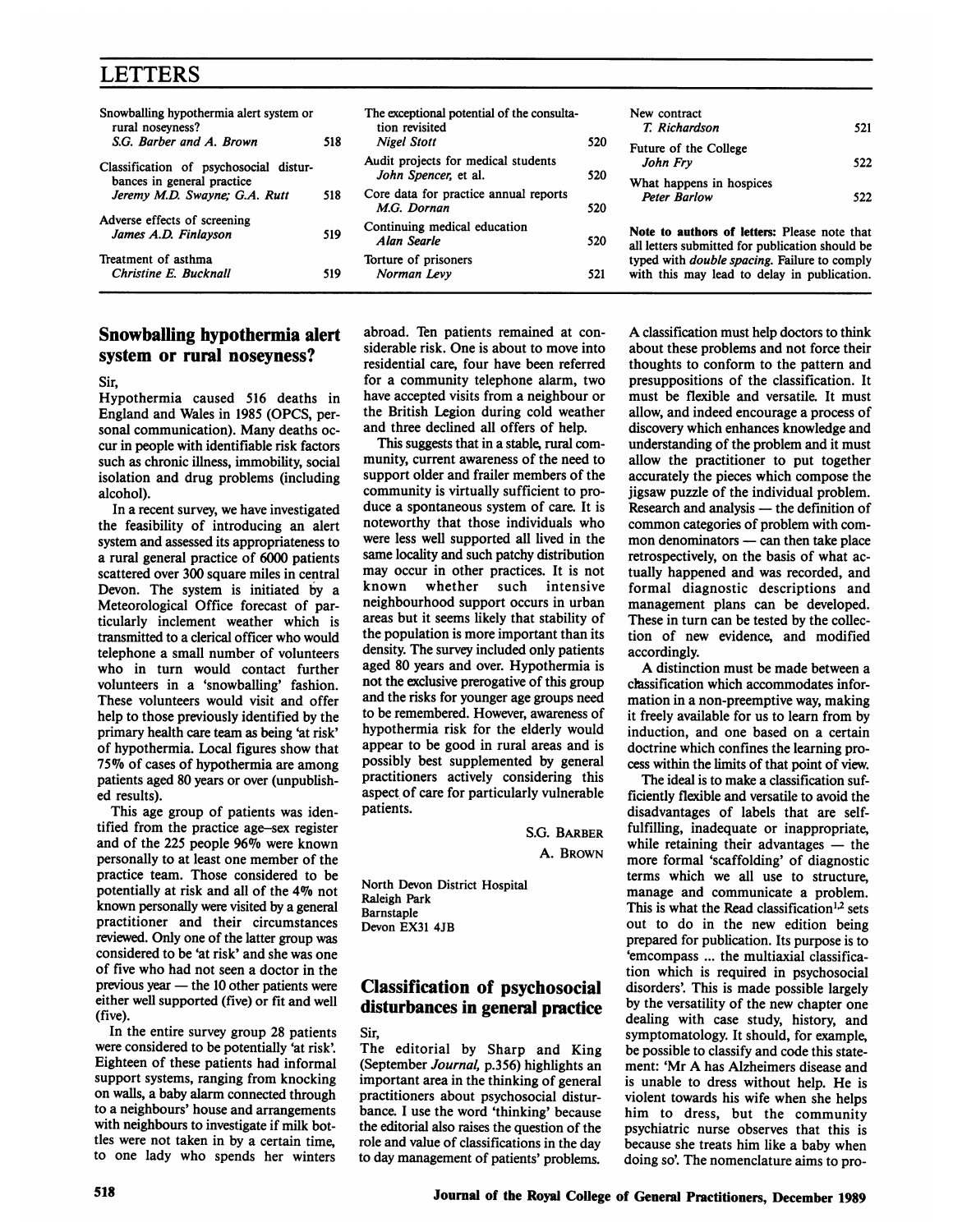# LETTERS

| | | | | | | | |
|---|---|---|---|---|---|---|---|
| Snowballing hypothermia alert system or rural noseyness? *S.G. Barber and A. Brown* | 518 | | The exceptional potential of the consultation revisited *Nigel Stott* | 520 | | New contract *T. Richardson* | 521 |
| Classification of psychosocial disturbances in general practice *Jeremy M.D. Swayne; G.A. Rutt* | 518 | | Audit projects for medical students *John Spencer,* et al. | 520 | | Future of the College *John Fry* | 522 |
| Adverse effects of screening *James A.D. Finlayson* | 519 | | Core data for practice annual reports *M.G. Dornan* | 520 | | What happens in hospices *Peter Barlow* | 522 |
| Treatment of asthma *Christine E. Bucknall* | 519 | | Continuing medical education *Alan Searle* | 520 | | | |
| | | | Torture of prisoners *Norman Levy* | 521 | | | |

**Note to authors of letters:** Please note that all letters submitted for publication should be typed with *double spacing.* Failure to comply with this may lead to delay in publication.

## Snowballing hypothermia alert system or rural noseyness?

Sir,

Hypothermia caused 516 deaths in England and Wales in 1985 (OPCS, personal communication). Many deaths occur in people with identifiable risk factors such as chronic illness, immobility, social isolation and drug problems (including alcohol).

In a recent survey, we have investigated the feasibility of introducing an alert system and assessed its appropriateness to a rural general practice of 6000 patients scattered over 300 square miles in central Devon. The system is initiated by a Meteorological Office forecast of particularly inclement weather which is transmitted to a clerical officer who would telephone a small number of volunteers who in turn would contact further volunteers in a 'snowballing' fashion. These volunteers would visit and offer help to those previously identified by the primary health care team as being 'at risk' of hypothermia. Local figures show that 75% of cases of hypothermia are among patients aged 80 years or over (unpublished results).

This age group of patients was identified from the practice age–sex register and of the 225 people 96% were known personally to at least one member of the practice team. Those considered to be potentially at risk and all of the 4% not known personally were visited by a general practitioner and their circumstances reviewed. Only one of the latter group was considered to be 'at risk' and she was one of five who had not seen a doctor in the previous year — the 10 other patients were either well supported (five) or fit and well (five).

In the entire survey group 28 patients were considered to be potentially 'at risk'. Eighteen of these patients had informal support systems, ranging from knocking on walls, a baby alarm connected through to a neighbours' house and arrangements with neighbours to investigate if milk bottles were not taken in by a certain time, to one lady who spends her winters abroad. Ten patients remained at considerable risk. One is about to move into residential care, four have been referred for a community telephone alarm, two have accepted visits from a neighbour or the British Legion during cold weather and three declined all offers of help.

This suggests that in a stable, rural community, current awareness of the need to support older and frailer members of the community is virtually sufficient to produce a spontaneous system of care. It is noteworthy that those individuals who were less well supported all lived in the same locality and such patchy distribution may occur in other practices. It is not known whether such intensive neighbourhood support occurs in urban areas but it seems likely that stability of the population is more important than its density. The survey included only patients aged 80 years and over. Hypothermia is not the exclusive prerogative of this group and the risks for younger age groups need to be remembered. However, awareness of hypothermia risk for the elderly would appear to be good in rural areas and is possibly best supplemented by general practitioners actively considering this aspect of care for particularly vulnerable patients.

S.G. Barber

A. Brown

North Devon District Hospital
Raleigh Park
Barnstaple
Devon EX31 4JB

## Classification of psychosocial disturbances in general practice

Sir,

The editorial by Sharp and King (September *Journal,* p.356) highlights an important area in the thinking of general practitioners about psychosocial disturbance. I use the word 'thinking' because the editorial also raises the question of the role and value of classifications in the day to day management of patients' problems. A classification must help doctors to think about these problems and not force their thoughts to conform to the pattern and presuppositions of the classification. It must be flexible and versatile. It must allow, and indeed encourage a process of discovery which enhances knowledge and understanding of the problem and it must allow the practitioner to put together accurately the pieces which compose the jigsaw puzzle of the individual problem. Research and analysis — the definition of common categories of problem with common denominators — can then take place retrospectively, on the basis of what actually happened and was recorded, and formal diagnostic descriptions and management plans can be developed. These in turn can be tested by the collection of new evidence, and modified accordingly.

A distinction must be made between a classification which accommodates information in a non-preemptive way, making it freely available for us to learn from by induction, and one based on a certain doctrine which confines the learning process within the limits of that point of view.

The ideal is to make a classification sufficiently flexible and versatile to avoid the disadvantages of labels that are self-fulfilling, inadequate or inappropriate, while retaining their advantages — the more formal 'scaffolding' of diagnostic terms which we all use to structure, manage and communicate a problem. This is what the Read classification[1,2] sets out to do in the new edition being prepared for publication. Its purpose is to 'emcompass ... the multiaxial classification which is required in psychosocial disorders'. This is made possible largely by the versatility of the new chapter one dealing with case study, history, and symptomatology. It should, for example, be possible to classify and code this statement: 'Mr A has Alzheimers disease and is unable to dress without help. He is violent towards his wife when she helps him to dress, but the community psychiatric nurse observes that this is because she treats him like a baby when doing so'. The nomenclature aims to pro-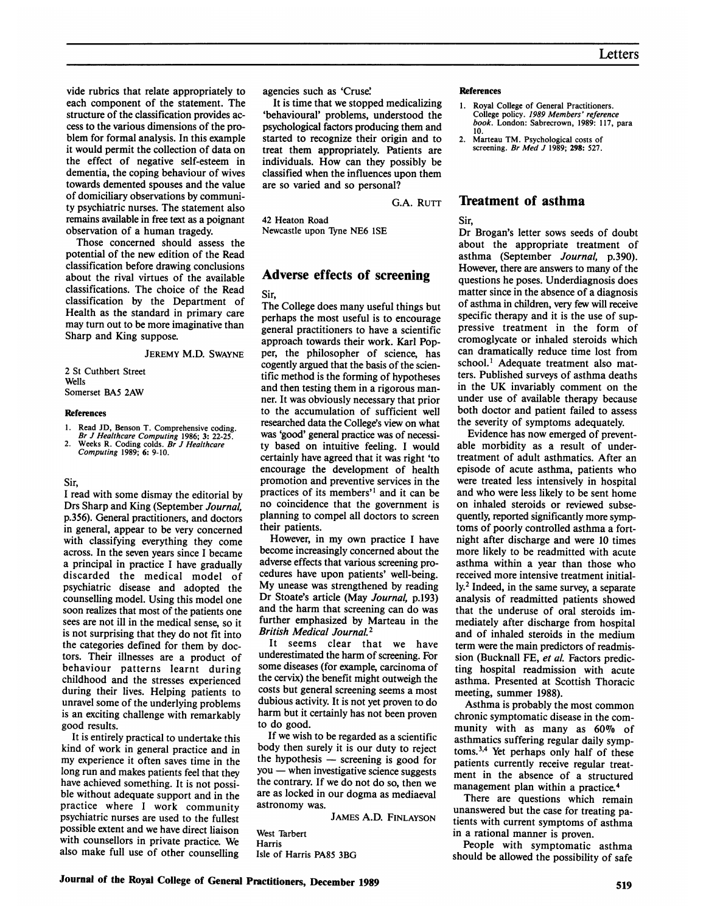vide rubrics that relate appropriately to each component of the statement. The structure of the classification provides access to the various dimensions of the problem for formal analysis. In this example it would permit the collection of data on the effect of negative self-esteem in dementia, the coping behaviour of wives towards demented spouses and the value of domiciliary observations by community psychiatric nurses. The statement also remains available in free text as a poignant observation of a human tragedy.

Those concerned should assess the potential of the new edition of the Read classification before drawing conclusions about the rival virtues of the available classifications. The choice of the Read classification by the Department of Health as the standard in primary care may turn out to be more imaginative than Sharp and King suppose.

JEREMY M.D. SWAYNE

2 St Cuthbert Street
Wells
Somerset BA5 2AW

**References**

1. Read JD, Benson T. Comprehensive coding. *Br J Healthcare Computing* 1986; **3:** 22-25.
2. Weeks R. Coding colds. *Br J Healthcare Computing* 1989; **6:** 9-10.

Sir,

I read with some dismay the editorial by Drs Sharp and King (September *Journal,* p.356). General practitioners, and doctors in general, appear to be very concerned with classifying everything they come across. In the seven years since I became a principal in practice I have gradually discarded the medical model of psychiatric disease and adopted the counselling model. Using this model one soon realizes that most of the patients one sees are not ill in the medical sense, so it is not surprising that they do not fit into the categories defined for them by doctors. Their illnesses are a product of behaviour patterns learnt during childhood and the stresses experienced during their lives. Helping patients to unravel some of the underlying problems is an exciting challenge with remarkably good results.

It is entirely practical to undertake this kind of work in general practice and in my experience it often saves time in the long run and makes patients feel that they have achieved something. It is not possible without adequate support and in the practice where I work community psychiatric nurses are used to the fullest possible extent and we have direct liaison with counsellors in private practice. We also make full use of other counselling agencies such as 'Cruse'.

It is time that we stopped medicalizing 'behavioural' problems, understood the psychological factors producing them and started to recognize their origin and to treat them appropriately. Patients are individuals. How can they possibly be classified when the influences upon them are so varied and so personal?

G.A. RUTT

42 Heaton Road
Newcastle upon Tyne NE6 1SE

## Adverse effects of screening

Sir,

The College does many useful things but perhaps the most useful is to encourage general practitioners to have a scientific approach towards their work. Karl Popper, the philosopher of science, has cogently argued that the basis of the scientific method is the forming of hypotheses and then testing them in a rigorous manner. It was obviously necessary that prior to the accumulation of sufficient well researched data the College's view on what was 'good' general practice was of necessity based on intuitive feeling. I would certainly have agreed that it was right 'to encourage the development of health promotion and preventive services in the practices of its members'[1] and it can be no coincidence that the government is planning to compel all doctors to screen their patients.

However, in my own practice I have become increasingly concerned about the adverse effects that various screening procedures have upon patients' well-being. My unease was strengthened by reading Dr Stoate's article (May *Journal,* p.193) and the harm that screening can do was further emphasized by Marteau in the *British Medical Journal.*[2]

It seems clear that we have underestimated the harm of screening. For some diseases (for example, carcinoma of the cervix) the benefit might outweigh the costs but general screening seems a most dubious activity. It is not yet proven to do harm but it certainly has not been proven to do good.

If we wish to be regarded as a scientific body then surely it is our duty to reject the hypothesis — screening is good for you — when investigative science suggests the contrary. If we do not do so, then we are as locked in our dogma as mediaeval astronomy was.

JAMES A.D. FINLAYSON

West Tarbert
Harris
Isle of Harris PA85 3BG

**References**

1. Royal College of General Practitioners. College policy. *1989 Members' reference book.* London: Sabrecrown, 1989: 117, para 10.
2. Marteau TM. Psychological costs of screening. *Br Med J* 1989; **298:** 527.

## Treatment of asthma

Sir,

Dr Brogan's letter sows seeds of doubt about the appropriate treatment of asthma (September *Journal,* p.390). However, there are answers to many of the questions he poses. Underdiagnosis does matter since in the absence of a diagnosis of asthma in children, very few will receive specific therapy and it is the use of suppressive treatment in the form of cromoglycate or inhaled steroids which can dramatically reduce time lost from school.[1] Adequate treatment also matters. Published surveys of asthma deaths in the UK invariably comment on the under use of available therapy because both doctor and patient failed to assess the severity of symptoms adequately.

Evidence has now emerged of preventable morbidity as a result of undertreatment of adult asthmatics. After an episode of acute asthma, patients who were treated less intensively in hospital and who were less likely to be sent home on inhaled steroids or reviewed subsequently, reported significantly more symptoms of poorly controlled asthma a fortnight after discharge and were 10 times more likely to be readmitted with acute asthma within a year than those who received more intensive treatment initially.[2] Indeed, in the same survey, a separate analysis of readmitted patients showed that the underuse of oral steroids immediately after discharge from hospital and of inhaled steroids in the medium term were the main predictors of readmission (Bucknall FE, *et al.* Factors predicting hospital readmission with acute asthma. Presented at Scottish Thoracic meeting, summer 1988).

Asthma is probably the most common chronic symptomatic disease in the community with as many as 60% of asthmatics suffering regular daily symptoms.[3,4] Yet perhaps only half of these patients currently receive regular treatment in the absence of a structured management plan within a practice.[4]

There are questions which remain unanswered but the case for treating patients with current symptoms of asthma in a rational manner is proven.

People with symptomatic asthma should be allowed the possibility of safe